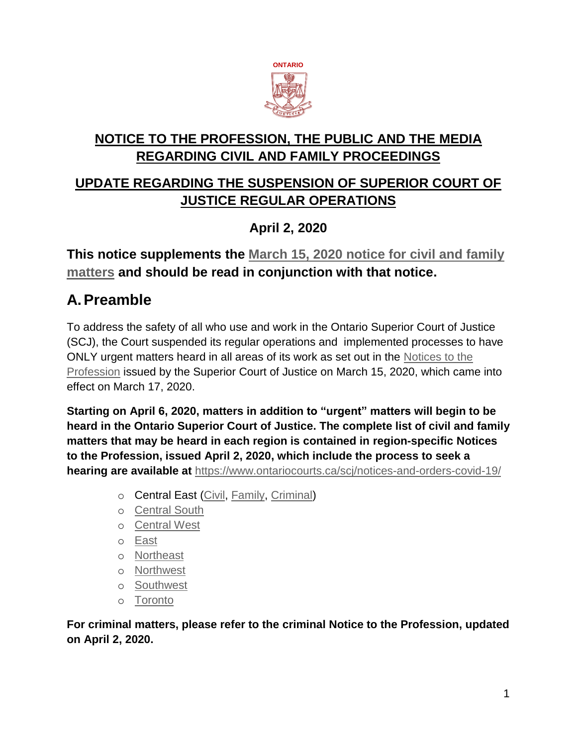ONTARIO

# NOTICE TO THE PROFESSION, THE PUBLIC AND THE MEDIA REGARDING CIVIL AND FAMILY PROCEEDINGS

# UPDATE REGARDING THE SUSPENSION OF SUPERIOR COURT OF JUSTICE REGULAR OPERATIONS

**April 2, 2020**

**This notice supplements the March 15, 2020 notice for civil and family matters and should be read in conjunction with that notice.**

## A. Preamble

To address the safety of all who use and work in the Ontario Superior Court of Justice (SCJ), the Court suspended its regular operations and implemented processes to have ONLY urgent matters heard in all areas of its work as set out in the Notices to the Profession issued by the Superior Court of Justice on March 15, 2020, which came into effect on March 17, 2020.

**Starting on April 6, 2020, matters in addition to "urgent" matters will begin to be heard in the Ontario Superior Court of Justice. The complete list of civil and family matters that may be heard in each region is contained in region-specific Notices to the Profession, issued April 2, 2020, which include the process to seek a hearing are available at** https://www.ontariocourts.ca/scj/notices-and-orders-covid-19/

- Central East (Civil, Family, Criminal)
- Central South
- Central West
- East
- Northeast
- Northwest
- Southwest
- Toronto

**For criminal matters, please refer to the criminal Notice to the Profession, updated on April 2, 2020.**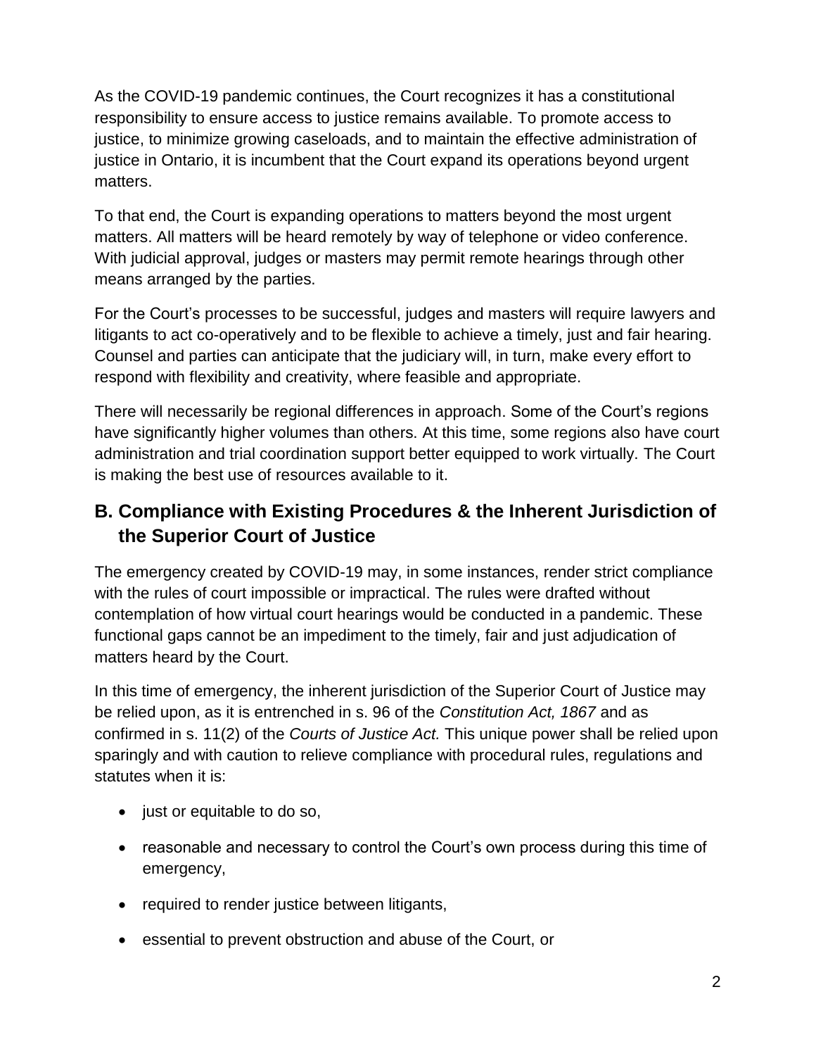As the COVID-19 pandemic continues, the Court recognizes it has a constitutional responsibility to ensure access to justice remains available. To promote access to justice, to minimize growing caseloads, and to maintain the effective administration of justice in Ontario, it is incumbent that the Court expand its operations beyond urgent matters.

To that end, the Court is expanding operations to matters beyond the most urgent matters. All matters will be heard remotely by way of telephone or video conference. With judicial approval, judges or masters may permit remote hearings through other means arranged by the parties.

For the Court's processes to be successful, judges and masters will require lawyers and litigants to act co-operatively and to be flexible to achieve a timely, just and fair hearing. Counsel and parties can anticipate that the judiciary will, in turn, make every effort to respond with flexibility and creativity, where feasible and appropriate.

There will necessarily be regional differences in approach. Some of the Court's regions have significantly higher volumes than others. At this time, some regions also have court administration and trial coordination support better equipped to work virtually. The Court is making the best use of resources available to it.

## B. Compliance with Existing Procedures & the Inherent Jurisdiction of the Superior Court of Justice

The emergency created by COVID-19 may, in some instances, render strict compliance with the rules of court impossible or impractical. The rules were drafted without contemplation of how virtual court hearings would be conducted in a pandemic. These functional gaps cannot be an impediment to the timely, fair and just adjudication of matters heard by the Court.

In this time of emergency, the inherent jurisdiction of the Superior Court of Justice may be relied upon, as it is entrenched in s. 96 of the *Constitution Act, 1867* and as confirmed in s. 11(2) of the *Courts of Justice Act.* This unique power shall be relied upon sparingly and with caution to relieve compliance with procedural rules, regulations and statutes when it is:

- just or equitable to do so,
- reasonable and necessary to control the Court's own process during this time of emergency,
- required to render justice between litigants,
- essential to prevent obstruction and abuse of the Court, or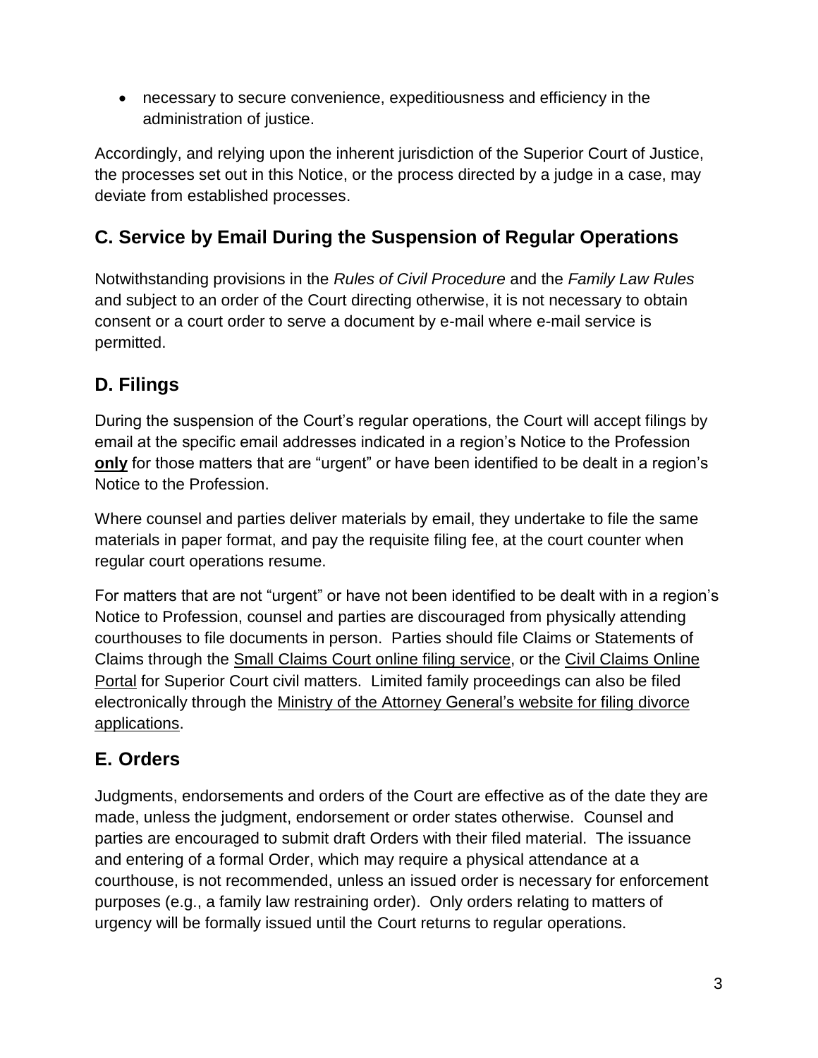- necessary to secure convenience, expeditiousness and efficiency in the administration of justice.

Accordingly, and relying upon the inherent jurisdiction of the Superior Court of Justice, the processes set out in this Notice, or the process directed by a judge in a case, may deviate from established processes.

## C. Service by Email During the Suspension of Regular Operations

Notwithstanding provisions in the *Rules of Civil Procedure* and the *Family Law Rules* and subject to an order of the Court directing otherwise, it is not necessary to obtain consent or a court order to serve a document by e-mail where e-mail service is permitted.

## D. Filings

During the suspension of the Court's regular operations, the Court will accept filings by email at the specific email addresses indicated in a region's Notice to the Profession **only** for those matters that are "urgent" or have been identified to be dealt in a region's Notice to the Profession.

Where counsel and parties deliver materials by email, they undertake to file the same materials in paper format, and pay the requisite filing fee, at the court counter when regular court operations resume.

For matters that are not "urgent" or have not been identified to be dealt with in a region's Notice to Profession, counsel and parties are discouraged from physically attending courthouses to file documents in person. Parties should file Claims or Statements of Claims through the Small Claims Court online filing service, or the Civil Claims Online Portal for Superior Court civil matters. Limited family proceedings can also be filed electronically through the Ministry of the Attorney General's website for filing divorce applications.

## E. Orders

Judgments, endorsements and orders of the Court are effective as of the date they are made, unless the judgment, endorsement or order states otherwise. Counsel and parties are encouraged to submit draft Orders with their filed material. The issuance and entering of a formal Order, which may require a physical attendance at a courthouse, is not recommended, unless an issued order is necessary for enforcement purposes (e.g., a family law restraining order). Only orders relating to matters of urgency will be formally issued until the Court returns to regular operations.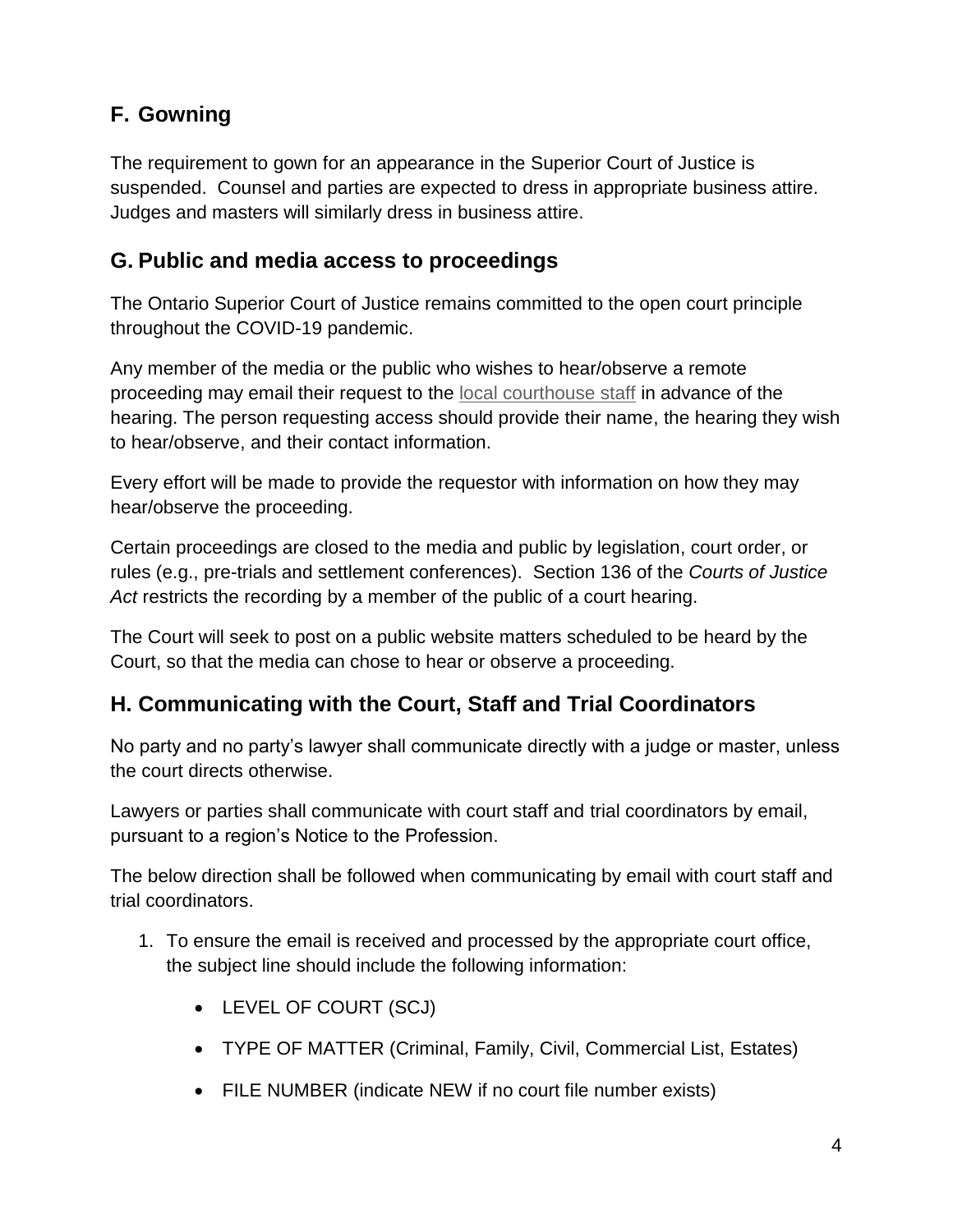## F. Gowning

The requirement to gown for an appearance in the Superior Court of Justice is suspended. Counsel and parties are expected to dress in appropriate business attire. Judges and masters will similarly dress in business attire.

## G. Public and media access to proceedings

The Ontario Superior Court of Justice remains committed to the open court principle throughout the COVID-19 pandemic.

Any member of the media or the public who wishes to hear/observe a remote proceeding may email their request to the local courthouse staff in advance of the hearing. The person requesting access should provide their name, the hearing they wish to hear/observe, and their contact information.

Every effort will be made to provide the requestor with information on how they may hear/observe the proceeding.

Certain proceedings are closed to the media and public by legislation, court order, or rules (e.g., pre-trials and settlement conferences). Section 136 of the *Courts of Justice Act* restricts the recording by a member of the public of a court hearing.

The Court will seek to post on a public website matters scheduled to be heard by the Court, so that the media can chose to hear or observe a proceeding.

## H. Communicating with the Court, Staff and Trial Coordinators

No party and no party's lawyer shall communicate directly with a judge or master, unless the court directs otherwise.

Lawyers or parties shall communicate with court staff and trial coordinators by email, pursuant to a region's Notice to the Profession.

The below direction shall be followed when communicating by email with court staff and trial coordinators.

1. To ensure the email is received and processed by the appropriate court office, the subject line should include the following information:

    - LEVEL OF COURT (SCJ)
    - TYPE OF MATTER (Criminal, Family, Civil, Commercial List, Estates)
    - FILE NUMBER (indicate NEW if no court file number exists)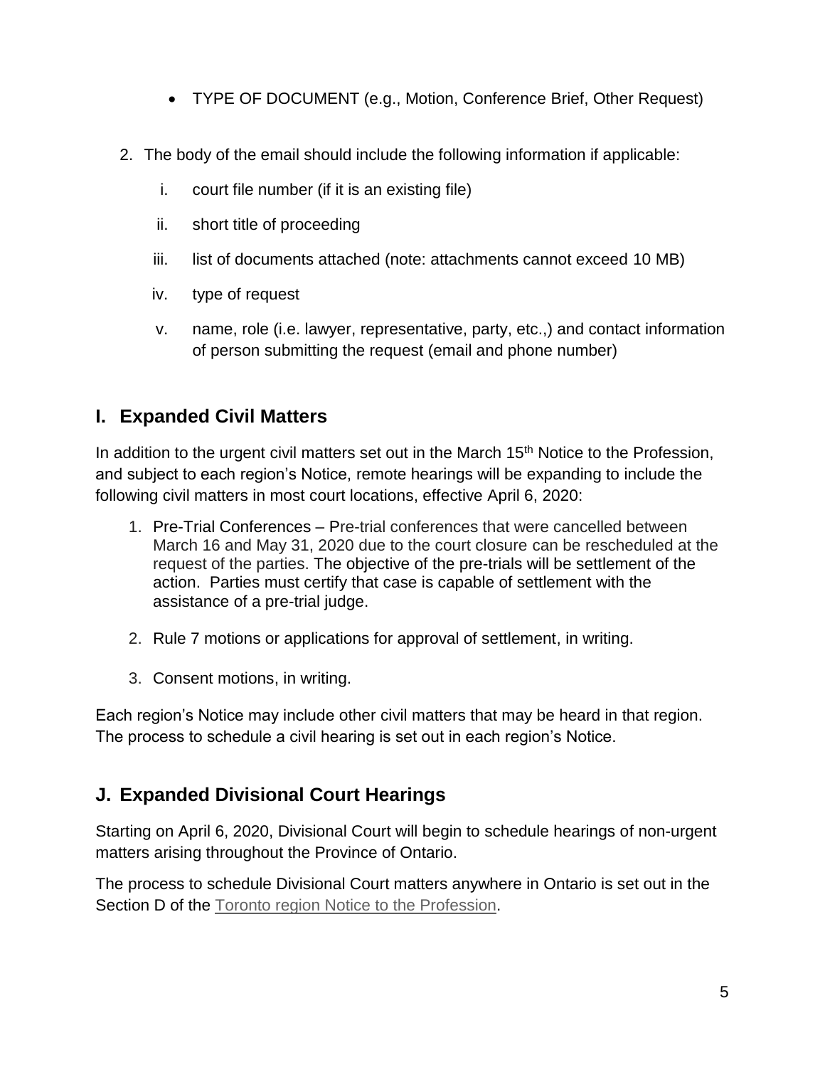- TYPE OF DOCUMENT (e.g., Motion, Conference Brief, Other Request)

2. The body of the email should include the following information if applicable:

   i. court file number (if it is an existing file)

   ii. short title of proceeding

   iii. list of documents attached (note: attachments cannot exceed 10 MB)

   iv. type of request

   v. name, role (i.e. lawyer, representative, party, etc.,) and contact information of person submitting the request (email and phone number)

## I. Expanded Civil Matters

In addition to the urgent civil matters set out in the March 15th Notice to the Profession, and subject to each region's Notice, remote hearings will be expanding to include the following civil matters in most court locations, effective April 6, 2020:

1. Pre-Trial Conferences – Pre-trial conferences that were cancelled between March 16 and May 31, 2020 due to the court closure can be rescheduled at the request of the parties. The objective of the pre-trials will be settlement of the action. Parties must certify that case is capable of settlement with the assistance of a pre-trial judge.

2. Rule 7 motions or applications for approval of settlement, in writing.

3. Consent motions, in writing.

Each region's Notice may include other civil matters that may be heard in that region. The process to schedule a civil hearing is set out in each region's Notice.

## J. Expanded Divisional Court Hearings

Starting on April 6, 2020, Divisional Court will begin to schedule hearings of non-urgent matters arising throughout the Province of Ontario.

The process to schedule Divisional Court matters anywhere in Ontario is set out in the Section D of the Toronto region Notice to the Profession.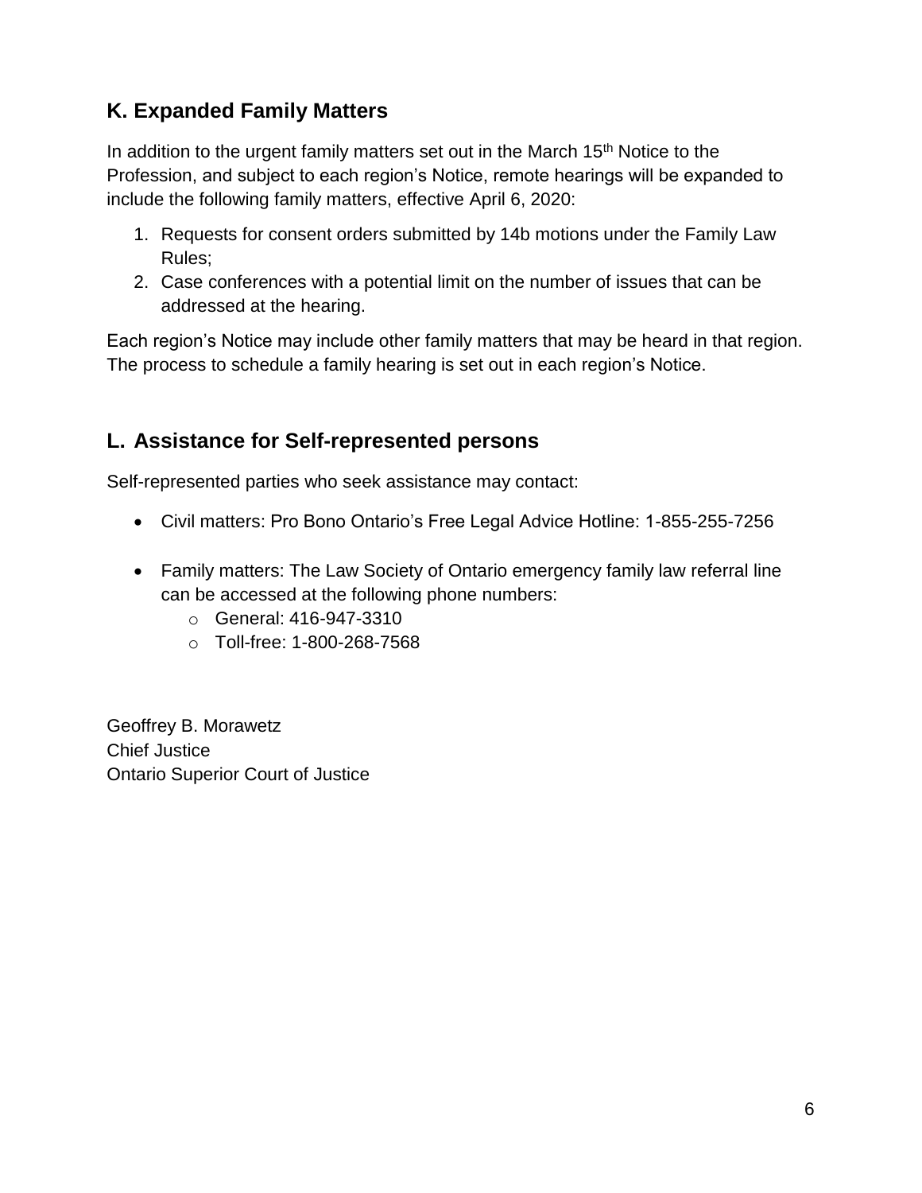## K. Expanded Family Matters

In addition to the urgent family matters set out in the March 15th Notice to the Profession, and subject to each region's Notice, remote hearings will be expanded to include the following family matters, effective April 6, 2020:

1. Requests for consent orders submitted by 14b motions under the Family Law Rules;
2. Case conferences with a potential limit on the number of issues that can be addressed at the hearing.

Each region's Notice may include other family matters that may be heard in that region. The process to schedule a family hearing is set out in each region's Notice.

## L. Assistance for Self-represented persons

Self-represented parties who seek assistance may contact:

- Civil matters: Pro Bono Ontario's Free Legal Advice Hotline: 1-855-255-7256
- Family matters: The Law Society of Ontario emergency family law referral line can be accessed at the following phone numbers:
  - General: 416-947-3310
  - Toll-free: 1-800-268-7568

Geoffrey B. Morawetz
Chief Justice
Ontario Superior Court of Justice